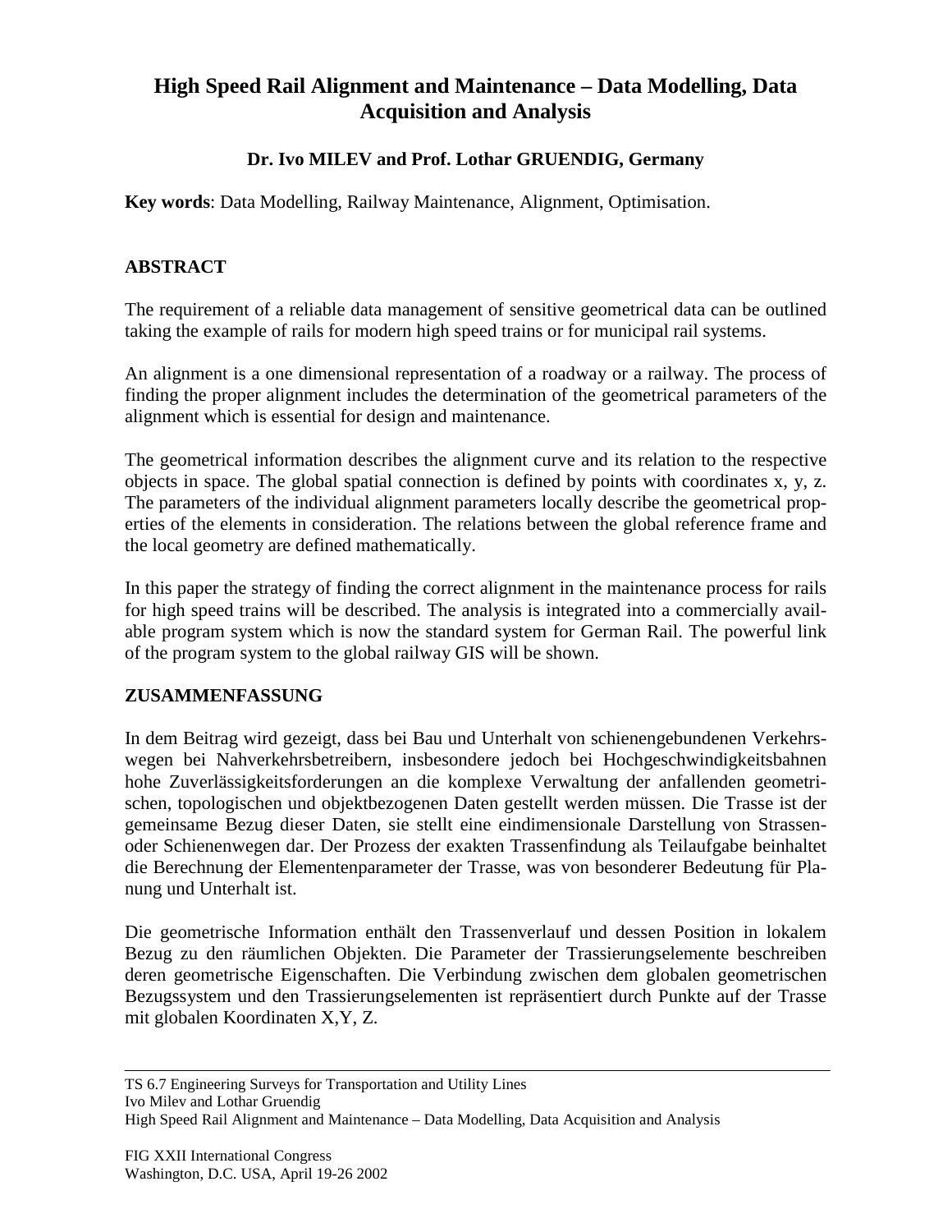# High Speed Rail Alignment and Maintenance – Data Modelling, Data Acquisition and Analysis

**Dr. Ivo MILEV and Prof. Lothar GRUENDIG, Germany**

**Key words**: Data Modelling, Railway Maintenance, Alignment, Optimisation.

## ABSTRACT

The requirement of a reliable data management of sensitive geometrical data can be outlined taking the example of rails for modern high speed trains or for municipal rail systems.

An alignment is a one dimensional representation of a roadway or a railway. The process of finding the proper alignment includes the determination of the geometrical parameters of the alignment which is essential for design and maintenance.

The geometrical information describes the alignment curve and its relation to the respective objects in space. The global spatial connection is defined by points with coordinates x, y, z. The parameters of the individual alignment parameters locally describe the geometrical properties of the elements in consideration. The relations between the global reference frame and the local geometry are defined mathematically.

In this paper the strategy of finding the correct alignment in the maintenance process for rails for high speed trains will be described. The analysis is integrated into a commercially available program system which is now the standard system for German Rail. The powerful link of the program system to the global railway GIS will be shown.

## ZUSAMMENFASSUNG

In dem Beitrag wird gezeigt, dass bei Bau und Unterhalt von schienengebundenen Verkehrswegen bei Nahverkehrsbetreibern, insbesondere jedoch bei Hochgeschwindigkeitsbahnen hohe Zuverlässigkeitsforderungen an die komplexe Verwaltung der anfallenden geometrischen, topologischen und objektbezogenen Daten gestellt werden müssen. Die Trasse ist der gemeinsame Bezug dieser Daten, sie stellt eine eindimensionale Darstellung von Strassen- oder Schienenwegen dar. Der Prozess der exakten Trassenfindung als Teilaufgabe beinhaltet die Berechnung der Elementenparameter der Trasse, was von besonderer Bedeutung für Planung und Unterhalt ist.

Die geometrische Information enthält den Trassenverlauf und dessen Position in lokalem Bezug zu den räumlichen Objekten. Die Parameter der Trassierungselemente beschreiben deren geometrische Eigenschaften. Die Verbindung zwischen dem globalen geometrischen Bezugssystem und den Trassierungselementen ist repräsentiert durch Punkte auf der Trasse mit globalen Koordinaten X,Y, Z.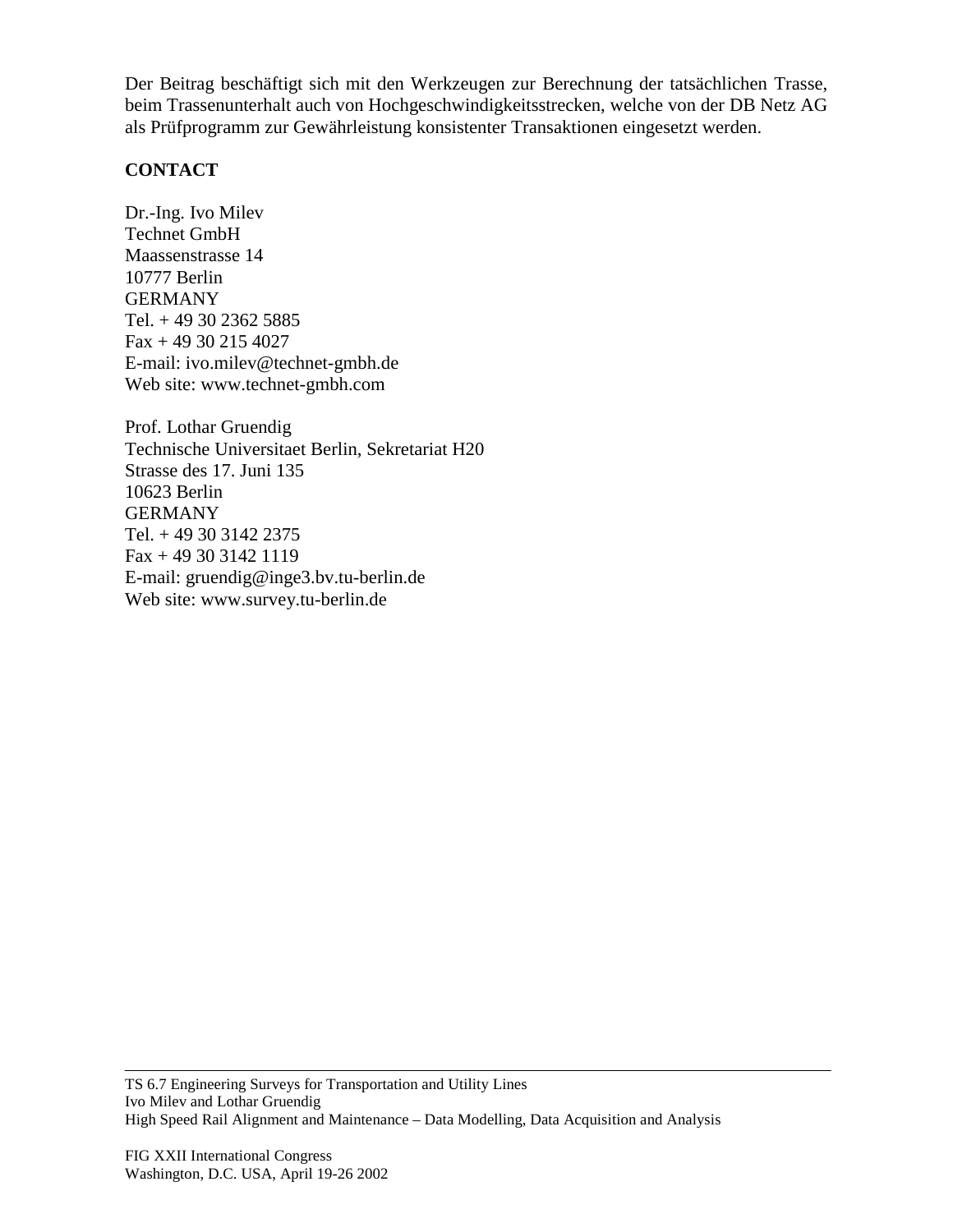Der Beitrag beschäftigt sich mit den Werkzeugen zur Berechnung der tatsächlichen Trasse, beim Trassenunterhalt auch von Hochgeschwindigkeitsstrecken, welche von der DB Netz AG als Prüfprogramm zur Gewährleistung konsistenter Transaktionen eingesetzt werden.

## CONTACT

Dr.-Ing. Ivo Milev
Technet GmbH
Maassenstrasse 14
10777 Berlin
GERMANY
Tel. + 49 30 2362 5885
Fax + 49 30 215 4027
E-mail: ivo.milev@technet-gmbh.de
Web site: www.technet-gmbh.com

Prof. Lothar Gruendig
Technische Universitaet Berlin, Sekretariat H20
Strasse des 17. Juni 135
10623 Berlin
GERMANY
Tel. + 49 30 3142 2375
Fax + 49 30 3142 1119
E-mail: gruendig@inge3.bv.tu-berlin.de
Web site: www.survey.tu-berlin.de